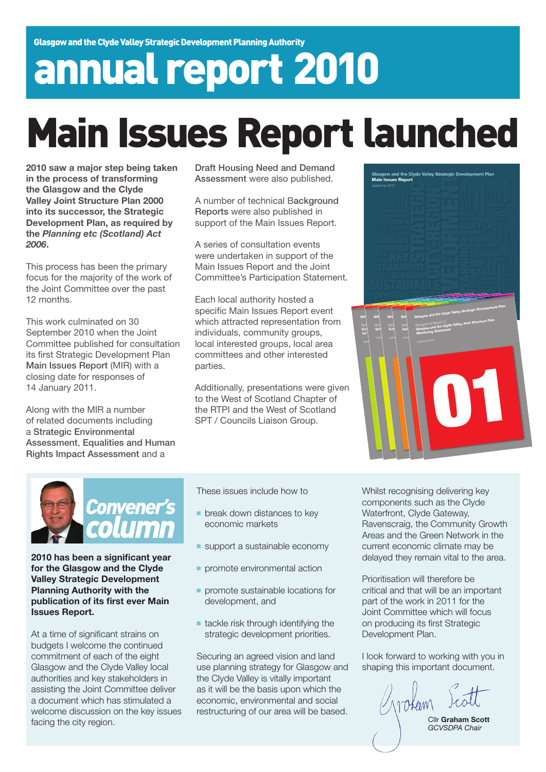Glasgow and the Clyde Valley Strategic Development Planning Authority

# annual report 2010

# Main Issues Report launched

**2010 saw a major step being taken in the process of transforming the Glasgow and the Clyde Valley Joint Structure Plan 2000 into its successor, the Strategic Development Plan, as required by the *Planning etc (Scotland) Act 2006*.**

This process has been the primary focus for the majority of the work of the Joint Committee over the past 12 months.

This work culminated on 30 September 2010 when the Joint Committee published for consultation its first Strategic Development Plan Main Issues Report (MIR) with a closing date for responses of 14 January 2011.

Along with the MIR a number of related documents including a Strategic Environmental Assessment, Equalities and Human Rights Impact Assessment and a Draft Housing Need and Demand Assessment were also published.

A number of technical Background Reports were also published in support of the Main Issues Report.

A series of consultation events were undertaken in support of the Main Issues Report and the Joint Committee's Participation Statement.

Each local authority hosted a specific Main Issues Report event which attracted representation from individuals, community groups, local interested groups, local area committees and other interested parties.

Additionally, presentations were given to the West of Scotland Chapter of the RTPI and the West of Scotland SPT / Councils Liaison Group.

## Convener's column

**2010 has been a significant year for the Glasgow and the Clyde Valley Strategic Development Planning Authority with the publication of its first ever Main Issues Report.**

At a time of significant strains on budgets I welcome the continued commitment of each of the eight Glasgow and the Clyde Valley local authorities and key stakeholders in assisting the Joint Committee deliver a document which has stimulated a welcome discussion on the key issues facing the city region.

These issues include how to

- break down distances to key economic markets
- support a sustainable economy
- promote environmental action
- promote sustainable locations for development, and
- tackle risk through identifying the strategic development priorities.

Securing an agreed vision and land use planning strategy for Glasgow and the Clyde Valley is vitally important as it will be the basis upon which the economic, environmental and social restructuring of our area will be based.

Whilst recognising delivering key components such as the Clyde Waterfront, Clyde Gateway, Ravenscraig, the Community Growth Areas and the Green Network in the current economic climate may be delayed they remain vital to the area.

Prioritisation will therefore be critical and that will be an important part of the work in 2011 for the Joint Committee which will focus on producing its first Strategic Development Plan.

I look forward to working with you in shaping this important document.

Cllr **Graham Scott**
*GCVSDPA Chair*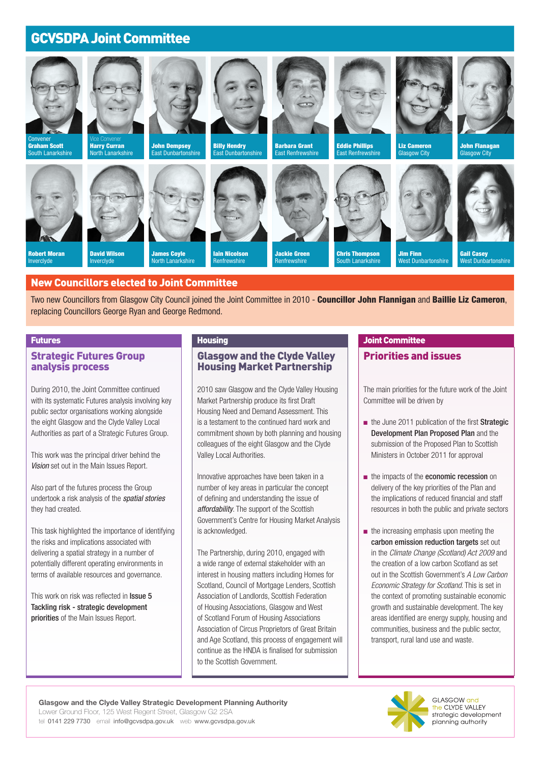# GCVSDPA Joint Committee

Convener
**Graham Scott**
South Lanarkshire

Vice Convener
**Harry Curran**
North Lanarkshire

**John Dempsey**
East Dunbartonshire

**Billy Hendry**
East Dunbartonshire

**Barbara Grant**
East Renfrewshire

**Eddie Phillips**
East Renfrewshire

**Liz Cameron**
Glasgow City

**John Flanagan**
Glasgow City

**Robert Moran**
Inverclyde

**David Wilson**
Inverclyde

**James Coyle**
North Lanarkshire

**Iain Nicolson**
Renfrewshire

**Jackie Green**
Renfrewshire

**Chris Thompson**
South Lanarkshire

**Jim Finn**
West Dunbartonshire

**Gail Casey**
West Dunbartonshire

## New Councillors elected to Joint Committee

Two new Councillors from Glasgow City Council joined the Joint Committee in 2010 - **Councillor John Flannigan** and **Baillie Liz Cameron**, replacing Councillors George Ryan and George Redmond.

## Futures

### Strategic Futures Group analysis process

During 2010, the Joint Committee continued with its systematic Futures analysis involving key public sector organisations working alongside the eight Glasgow and the Clyde Valley Local Authorities as part of a Strategic Futures Group.

This work was the principal driver behind the *Vision* set out in the Main Issues Report.

Also part of the futures process the Group undertook a risk analysis of the *spatial stories* they had created.

This task highlighted the importance of identifying the risks and implications associated with delivering a spatial strategy in a number of potentially different operating environments in terms of available resources and governance.

This work on risk was reflected in **Issue 5 Tackling risk - strategic development priorities** of the Main Issues Report.

## Housing

### Glasgow and the Clyde Valley Housing Market Partnership

2010 saw Glasgow and the Clyde Valley Housing Market Partnership produce its first Draft Housing Need and Demand Assessment. This is a testament to the continued hard work and commitment shown by both planning and housing colleagues of the eight Glasgow and the Clyde Valley Local Authorities.

Innovative approaches have been taken in a number of key areas in particular the concept of defining and understanding the issue of *affordability*. The support of the Scottish Government's Centre for Housing Market Analysis is acknowledged.

The Partnership, during 2010, engaged with a wide range of external stakeholder with an interest in housing matters including Homes for Scotland, Council of Mortgage Lenders, Scottish Association of Landlords, Scottish Federation of Housing Associations, Glasgow and West of Scotland Forum of Housing Associations Association of Circus Proprietors of Great Britain and Age Scotland, this process of engagement will continue as the HNDA is finalised for submission to the Scottish Government.

## Joint Committee

### Priorities and issues

The main priorities for the future work of the Joint Committee will be driven by

- the June 2011 publication of the first **Strategic Development Plan Proposed Plan** and the submission of the Proposed Plan to Scottish Ministers in October 2011 for approval
- the impacts of the **economic recession** on delivery of the key priorities of the Plan and the implications of reduced financial and staff resources in both the public and private sectors
- the increasing emphasis upon meeting the **carbon emission reduction targets** set out in the *Climate Change (Scotland) Act 2009* and the creation of a low carbon Scotland as set out in the Scottish Government's *A Low Carbon Economic Strategy for Scotland*. This is set in the context of promoting sustainable economic growth and sustainable development. The key areas identified are energy supply, housing and communities, business and the public sector, transport, rural land use and waste.

**Glasgow and the Clyde Valley Strategic Development Planning Authority**
Lower Ground Floor, 125 West Regent Street, Glasgow G2 2SA
tel 0141 229 7730 email info@gcvsdpa.gov.uk web www.gcvsdpa.gov.uk

GLASGOW and the CLYDE VALLEY strategic development planning authority